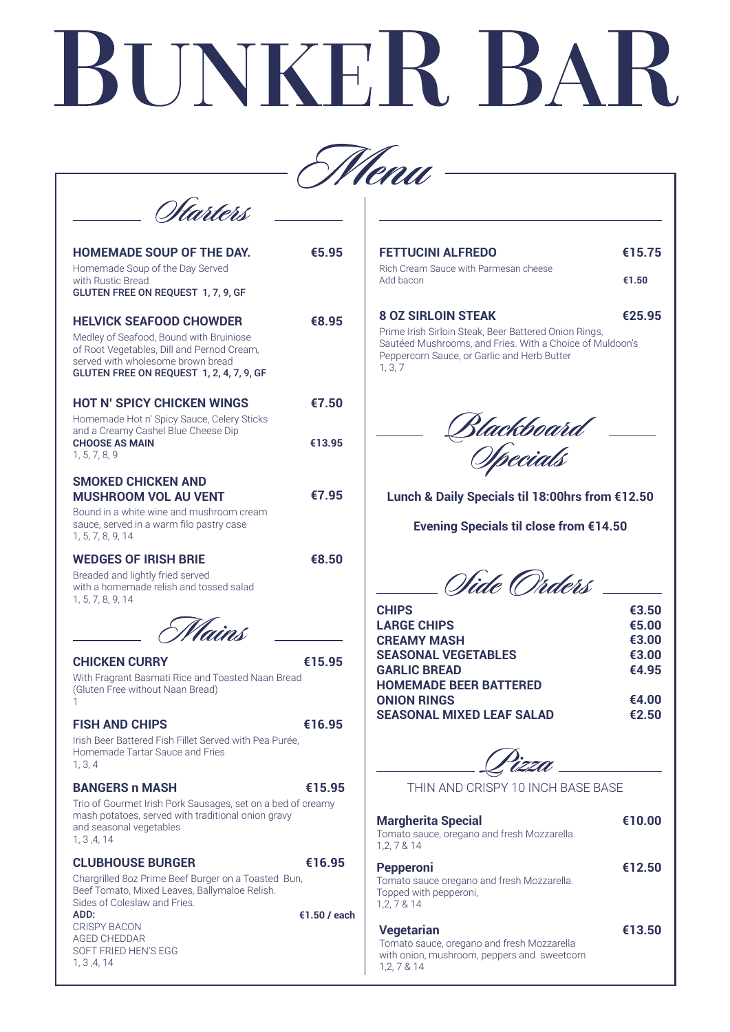# BUNKER BAR

## Menu

### Starters

**HOMEMADE SOUP OF THE DAY.** **€5.95**
Homemade Soup of the Day Served with Rustic Bread
**GLUTEN FREE ON REQUEST 1, 7, 9, GF**

**HELVICK SEAFOOD CHOWDER** **€8.95**
Medley of Seafood, Bound with Bruiniose of Root Vegetables, Dill and Pernod Cream, served with wholesome brown bread
**GLUTEN FREE ON REQUEST 1, 2, 4, 7, 9, GF**

**HOT N' SPICY CHICKEN WINGS** **€7.50**
Homemade Hot n' Spicy Sauce, Celery Sticks and a Creamy Cashel Blue Cheese Dip
**CHOOSE AS MAIN** **€13.95**
1, 5, 7, 8, 9

**SMOKED CHICKEN AND MUSHROOM VOL AU VENT** **€7.95**
Bound in a white wine and mushroom cream sauce, served in a warm filo pastry case
1, 5, 7, 8, 9, 14

**WEDGES OF IRISH BRIE** **€8.50**
Breaded and lightly fried served with a homemade relish and tossed salad
1, 5, 7, 8, 9, 14

### Mains

**CHICKEN CURRY** **€15.95**
With Fragrant Basmati Rice and Toasted Naan Bread (Gluten Free without Naan Bread)
1

**FISH AND CHIPS** **€16.95**
Irish Beer Battered Fish Fillet Served with Pea Purée, Homemade Tartar Sauce and Fries
1, 3, 4

**BANGERS n MASH** **€15.95**
Trio of Gourmet Irish Pork Sausages, set on a bed of creamy mash potatoes, served with traditional onion gravy and seasonal vegetables
1, 3 ,4, 14

**CLUBHOUSE BURGER** **€16.95**
Chargrilled 8oz Prime Beef Burger on a Toasted Bun, Beef Tomato, Mixed Leaves, Ballymaloe Relish. Sides of Coleslaw and Fries.
**ADD:** **€1.50 / each**
CRISPY BACON
AGED CHEDDAR
SOFT FRIED HEN'S EGG
1, 3 ,4, 14

**FETTUCINI ALFREDO** **€15.75**
Rich Cream Sauce with Parmesan cheese
Add bacon **€1.50**

**8 OZ SIRLOIN STEAK** **€25.95**
Prime Irish Sirloin Steak, Beer Battered Onion Rings, Sautéed Mushrooms, and Fries. With a Choice of Muldoon's Peppercorn Sauce, or Garlic and Herb Butter
1, 3, 7

### Blackboard Specials

**Lunch & Daily Specials til 18:00hrs from €12.50**

**Evening Specials til close from €14.50**

### Side Orders

| Item | Price |
|---|---|
| **CHIPS** | **€3.50** |
| **LARGE CHIPS** | **€5.00** |
| **CREAMY MASH** | **€3.00** |
| **SEASONAL VEGETABLES** | **€3.00** |
| **GARLIC BREAD** | **€4.95** |
| **HOMEMADE BEER BATTERED ONION RINGS** | **€4.00** |
| **SEASONAL MIXED LEAF SALAD** | **€2.50** |

### Pizza

THIN AND CRISPY 10 INCH BASE BASE

**Margherita Special** **€10.00**
Tomato sauce, oregano and fresh Mozzarella.
1,2, 7 & 14

**Pepperoni** **€12.50**
Tomato sauce oregano and fresh Mozzarella. Topped with pepperoni,
1,2, 7 & 14

**Vegetarian** **€13.50**
Tomato sauce, oregano and fresh Mozzarella with onion, mushroom, peppers and sweetcorn
1,2, 7 & 14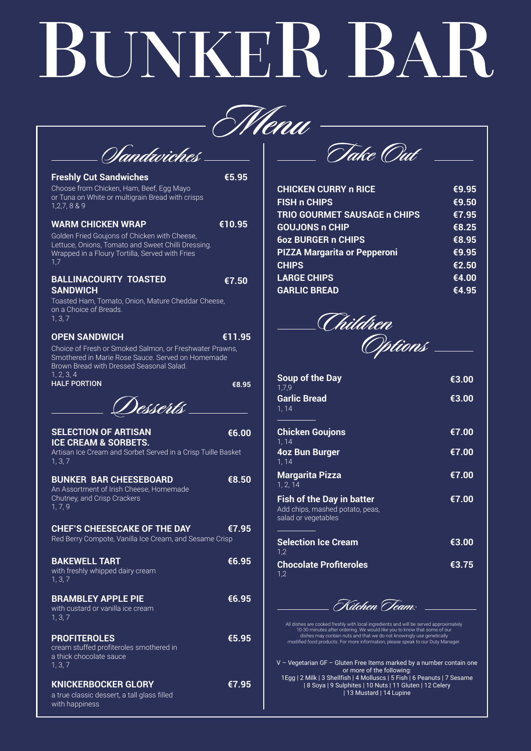# BUNKER BAR

## Menu

### Sandwiches

**Freshly Cut Sandwiches** — €5.95
Choose from Chicken, Ham, Beef, Egg Mayo or Tuna on White or multigrain Bread with crisps
1,2,7, 8 & 9

**WARM CHICKEN WRAP** — €10.95
Golden Fried Goujons of Chicken with Cheese, Lettuce, Onions, Tomato and Sweet Chilli Dressing. Wrapped in a Floury Tortilla, Served with Fries
1,7

**BALLINACOURTY TOASTED SANDWICH** — €7.50
Toasted Ham, Tomato, Onion, Mature Cheddar Cheese, on a Choice of Breads.
1, 3, 7

**OPEN SANDWICH** — €11.95
Choice of Fresh or Smoked Salmon, or Freshwater Prawns, Smothered in Marie Rose Sauce. Served on Homemade Brown Bread with Dressed Seasonal Salad.
1, 2, 3, 4
**HALF PORTION** — €8.95

### Desserts

**SELECTION OF ARTISAN ICE CREAM & SORBETS.** — €6.00
Artisan Ice Cream and Sorbet Served in a Crisp Tuille Basket
1, 3, 7

**BUNKER BAR CHEESEBOARD** — €8.50
An Assortment of Irish Cheese, Homemade Chutney, and Crisp Crackers
1, 7, 9

**CHEF'S CHEESECAKE OF THE DAY** — €7.95
Red Berry Compote, Vanilla Ice Cream, and Sesame Crisp

**BAKEWELL TART** — €6.95
with freshly whipped dairy cream
1, 3, 7

**BRAMBLEY APPLE PIE** — €6.95
with custard or vanilla ice cream
1, 3, 7

**PROFITEROLES** — €5.95
cream stuffed profiteroles smothered in a thick chocolate sauce
1, 3, 7

**KNICKERBOCKER GLORY** — €7.95
a true classic dessert, a tall glass filled with happiness

### Take Out

| | |
|---|---|
| **CHICKEN CURRY n RICE** | €9.95 |
| **FISH n CHIPS** | €9.50 |
| **TRIO GOURMET SAUSAGE n CHIPS** | €7.95 |
| **GOUJONS n CHIP** | €8.25 |
| **6oz BURGER n CHIPS** | €8.95 |
| **PIZZA Margarita or Pepperoni** | €9.95 |
| **CHIPS** | €2.50 |
| **LARGE CHIPS** | €4.00 |
| **GARLIC BREAD** | €4.95 |

### Children Options

**Soup of the Day** — €3.00
1,7,9

**Garlic Bread** — €3.00
1, 14

---

**Chicken Goujons** — €7.00
1, 14

**4oz Bun Burger** — €7.00
1, 14

**Margarita Pizza** — €7.00
1, 2, 14

**Fish of the Day in batter** — €7.00
Add chips, mashed potato, peas, salad or vegetables

---

**Selection Ice Cream** — €3.00
1,2

**Chocolate Profiteroles** — €3.75
1,2

### Kitchen Team:

All dishes are cooked freshly with local ingredients and will be served approximately 10-30 minutes after ordering. We would like you to know that some of our dishes may contain nuts and that we do not knowingly use genetically modified food products. For more information, please speak to our Duty Manager.

V – Vegetarian GF – Gluten Free Items marked by a number contain one or more of the following:
1Egg | 2 Milk | 3 Shellfish | 4 Molluscs | 5 Fish | 6 Peanuts | 7 Sesame | 8 Soya | 9 Sulphites | 10 Nuts | 11 Gluten | 12 Celery | 13 Mustard | 14 Lupine